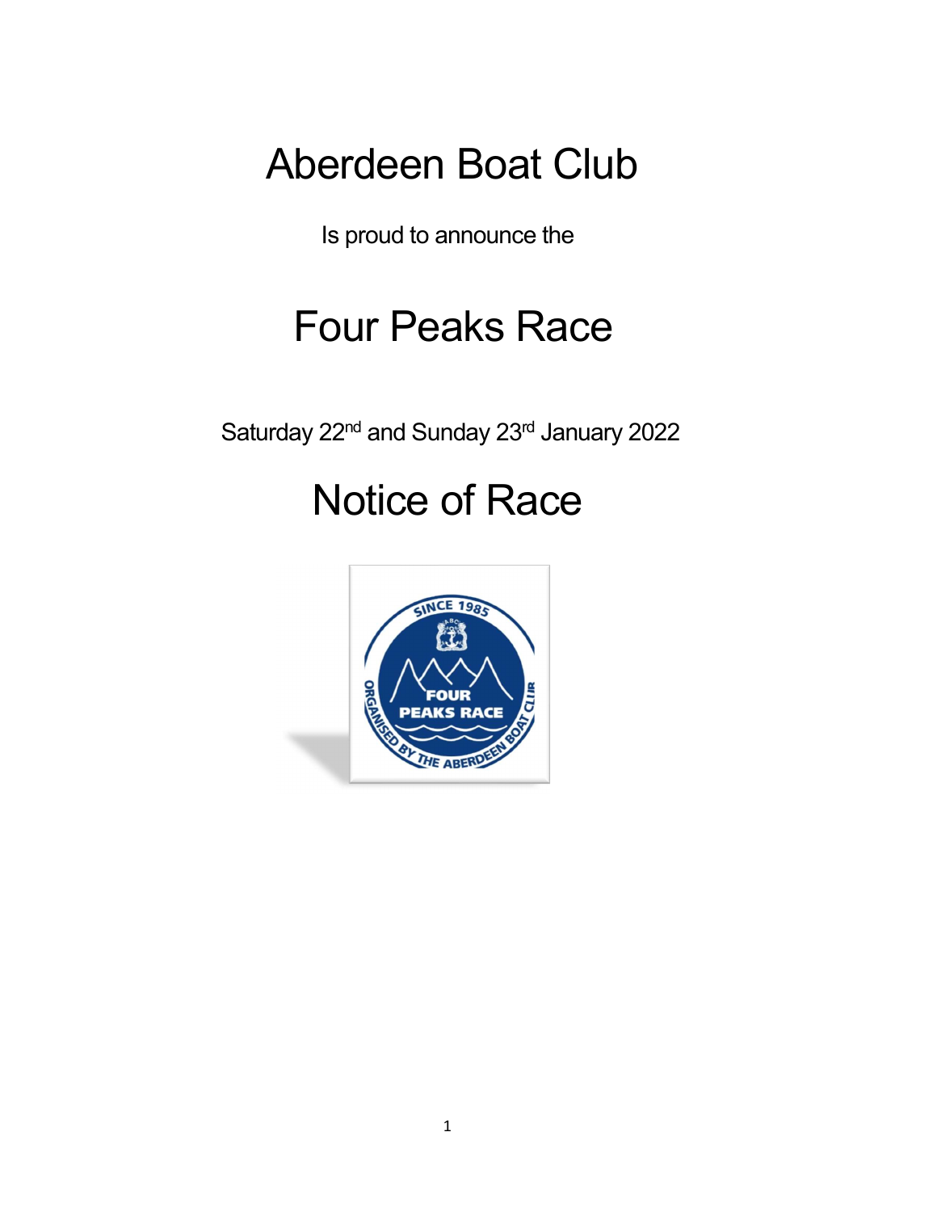# Aberdeen Boat Club

Is proud to announce the

# Four Peaks Race

Saturday 22nd and Sunday 23rd January 2022

# Notice of Race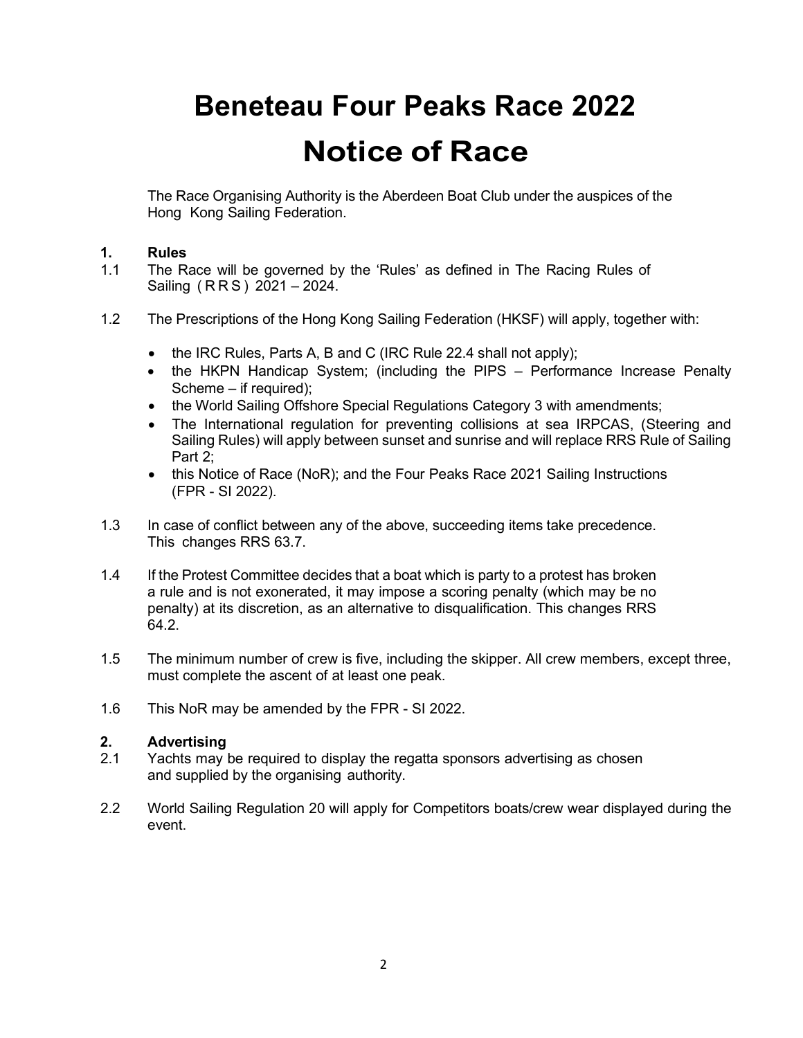# Beneteau Four Peaks Race 2022

# Notice of Race

The Race Organising Authority is the Aberdeen Boat Club under the auspices of the Hong Kong Sailing Federation.

## 1. Rules

1.1 The Race will be governed by the 'Rules' as defined in The Racing Rules of Sailing ( R R S ) 2021 – 2024.

1.2 The Prescriptions of the Hong Kong Sailing Federation (HKSF) will apply, together with:

- the IRC Rules, Parts A, B and C (IRC Rule 22.4 shall not apply);
- the HKPN Handicap System; (including the PIPS – Performance Increase Penalty Scheme – if required);
- the World Sailing Offshore Special Regulations Category 3 with amendments;
- The International regulation for preventing collisions at sea IRPCAS, (Steering and Sailing Rules) will apply between sunset and sunrise and will replace RRS Rule of Sailing Part 2;
- this Notice of Race (NoR); and the Four Peaks Race 2021 Sailing Instructions (FPR - SI 2022).

1.3 In case of conflict between any of the above, succeeding items take precedence. This changes RRS 63.7.

1.4 If the Protest Committee decides that a boat which is party to a protest has broken a rule and is not exonerated, it may impose a scoring penalty (which may be no penalty) at its discretion, as an alternative to disqualification. This changes RRS 64.2.

1.5 The minimum number of crew is five, including the skipper. All crew members, except three, must complete the ascent of at least one peak.

1.6 This NoR may be amended by the FPR - SI 2022.

## 2. Advertising

2.1 Yachts may be required to display the regatta sponsors advertising as chosen and supplied by the organising authority.

2.2 World Sailing Regulation 20 will apply for Competitors boats/crew wear displayed during the event.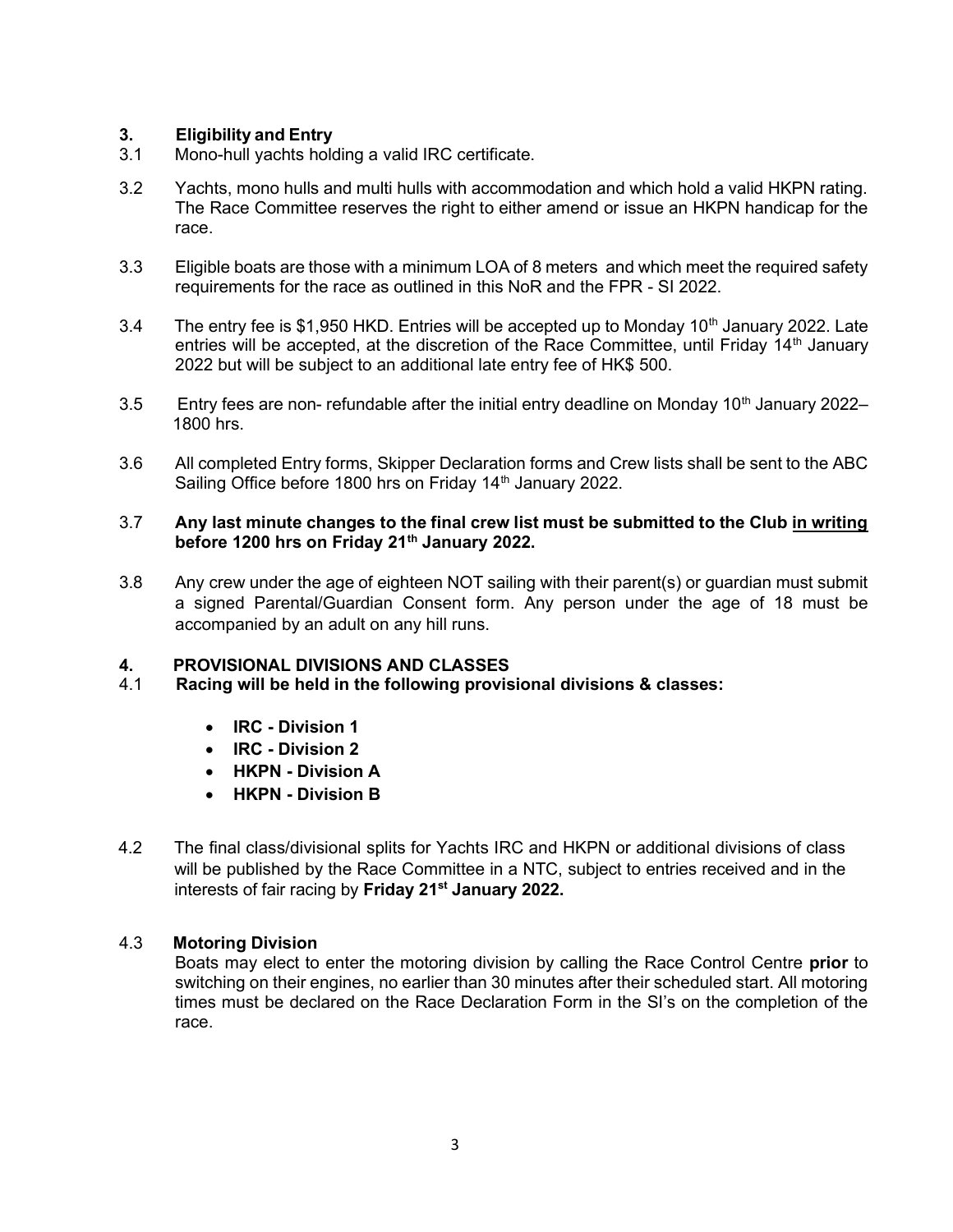## 3. Eligibility and Entry

3.1 Mono-hull yachts holding a valid IRC certificate.

3.2 Yachts, mono hulls and multi hulls with accommodation and which hold a valid HKPN rating. The Race Committee reserves the right to either amend or issue an HKPN handicap for the race.

3.3 Eligible boats are those with a minimum LOA of 8 meters and which meet the required safety requirements for the race as outlined in this NoR and the FPR - SI 2022.

3.4 The entry fee is $1,950 HKD. Entries will be accepted up to Monday 10th January 2022. Late entries will be accepted, at the discretion of the Race Committee, until Friday 14th January 2022 but will be subject to an additional late entry fee of HK$ 500.

3.5 Entry fees are non- refundable after the initial entry deadline on Monday 10th January 2022– 1800 hrs.

3.6 All completed Entry forms, Skipper Declaration forms and Crew lists shall be sent to the ABC Sailing Office before 1800 hrs on Friday 14th January 2022.

3.7 **Any last minute changes to the final crew list must be submitted to the Club <u>in writing</u> before 1200 hrs on Friday 21th January 2022.**

3.8 Any crew under the age of eighteen NOT sailing with their parent(s) or guardian must submit a signed Parental/Guardian Consent form. Any person under the age of 18 must be accompanied by an adult on any hill runs.

## 4. PROVISIONAL DIVISIONS AND CLASSES

4.1 **Racing will be held in the following provisional divisions & classes:**

- **IRC - Division 1**
- **IRC - Division 2**
- **HKPN - Division A**
- **HKPN - Division B**

4.2 The final class/divisional splits for Yachts IRC and HKPN or additional divisions of class will be published by the Race Committee in a NTC, subject to entries received and in the interests of fair racing by **Friday 21st January 2022.**

4.3 **Motoring Division**

Boats may elect to enter the motoring division by calling the Race Control Centre **prior** to switching on their engines, no earlier than 30 minutes after their scheduled start. All motoring times must be declared on the Race Declaration Form in the SI's on the completion of the race.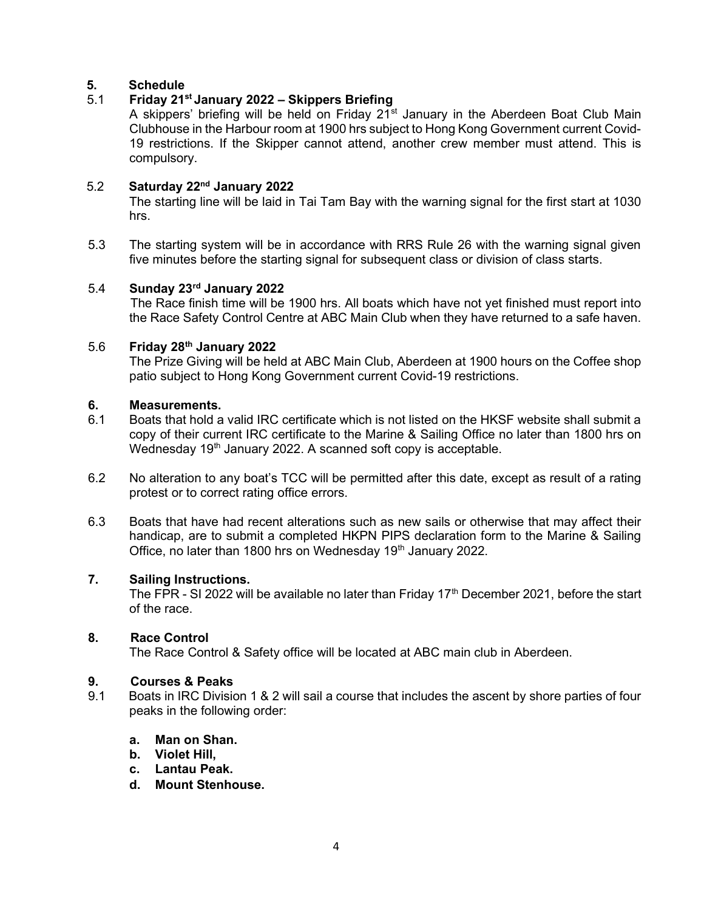## 5. Schedule

### 5.1 Friday 21st January 2022 – Skippers Briefing

A skippers' briefing will be held on Friday 21st January in the Aberdeen Boat Club Main Clubhouse in the Harbour room at 1900 hrs subject to Hong Kong Government current Covid-19 restrictions. If the Skipper cannot attend, another crew member must attend. This is compulsory.

### 5.2 Saturday 22nd January 2022

The starting line will be laid in Tai Tam Bay with the warning signal for the first start at 1030 hrs.

5.3 The starting system will be in accordance with RRS Rule 26 with the warning signal given five minutes before the starting signal for subsequent class or division of class starts.

### 5.4 Sunday 23rd January 2022

The Race finish time will be 1900 hrs. All boats which have not yet finished must report into the Race Safety Control Centre at ABC Main Club when they have returned to a safe haven.

### 5.6 Friday 28th January 2022

The Prize Giving will be held at ABC Main Club, Aberdeen at 1900 hours on the Coffee shop patio subject to Hong Kong Government current Covid-19 restrictions.

## 6. Measurements.

6.1 Boats that hold a valid IRC certificate which is not listed on the HKSF website shall submit a copy of their current IRC certificate to the Marine & Sailing Office no later than 1800 hrs on Wednesday 19th January 2022. A scanned soft copy is acceptable.

6.2 No alteration to any boat's TCC will be permitted after this date, except as result of a rating protest or to correct rating office errors.

6.3 Boats that have had recent alterations such as new sails or otherwise that may affect their handicap, are to submit a completed HKPN PIPS declaration form to the Marine & Sailing Office, no later than 1800 hrs on Wednesday 19th January 2022.

## 7. Sailing Instructions.

The FPR - SI 2022 will be available no later than Friday 17th December 2021, before the start of the race.

## 8. Race Control

The Race Control & Safety office will be located at ABC main club in Aberdeen.

## 9. Courses & Peaks

9.1 Boats in IRC Division 1 & 2 will sail a course that includes the ascent by shore parties of four peaks in the following order:

- **a. Man on Shan.**
- **b. Violet Hill,**
- **c. Lantau Peak.**
- **d. Mount Stenhouse.**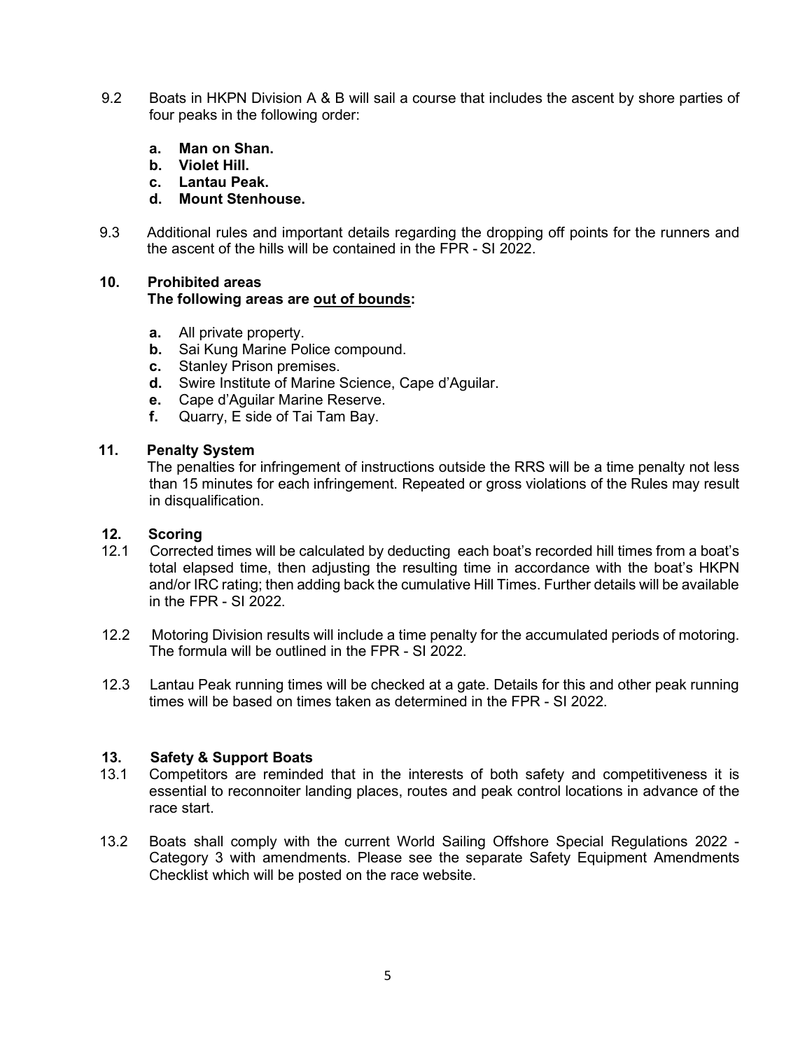9.2 Boats in HKPN Division A & B will sail a course that includes the ascent by shore parties of four peaks in the following order:

   **a. Man on Shan.**
   **b. Violet Hill.**
   **c. Lantau Peak.**
   **d. Mount Stenhouse.**

9.3 Additional rules and important details regarding the dropping off points for the runners and the ascent of the hills will be contained in the FPR - SI 2022.

## 10. Prohibited areas

**The following areas are <u>out of bounds</u>:**

- **a.** All private property.
- **b.** Sai Kung Marine Police compound.
- **c.** Stanley Prison premises.
- **d.** Swire Institute of Marine Science, Cape d'Aguilar.
- **e.** Cape d'Aguilar Marine Reserve.
- **f.** Quarry, E side of Tai Tam Bay.

## 11. Penalty System

The penalties for infringement of instructions outside the RRS will be a time penalty not less than 15 minutes for each infringement. Repeated or gross violations of the Rules may result in disqualification.

## 12. Scoring

12.1 Corrected times will be calculated by deducting each boat's recorded hill times from a boat's total elapsed time, then adjusting the resulting time in accordance with the boat's HKPN and/or IRC rating; then adding back the cumulative Hill Times. Further details will be available in the FPR - SI 2022.

12.2 Motoring Division results will include a time penalty for the accumulated periods of motoring. The formula will be outlined in the FPR - SI 2022.

12.3 Lantau Peak running times will be checked at a gate. Details for this and other peak running times will be based on times taken as determined in the FPR - SI 2022.

## 13. Safety & Support Boats

13.1 Competitors are reminded that in the interests of both safety and competitiveness it is essential to reconnoiter landing places, routes and peak control locations in advance of the race start.

13.2 Boats shall comply with the current World Sailing Offshore Special Regulations 2022 - Category 3 with amendments. Please see the separate Safety Equipment Amendments Checklist which will be posted on the race website.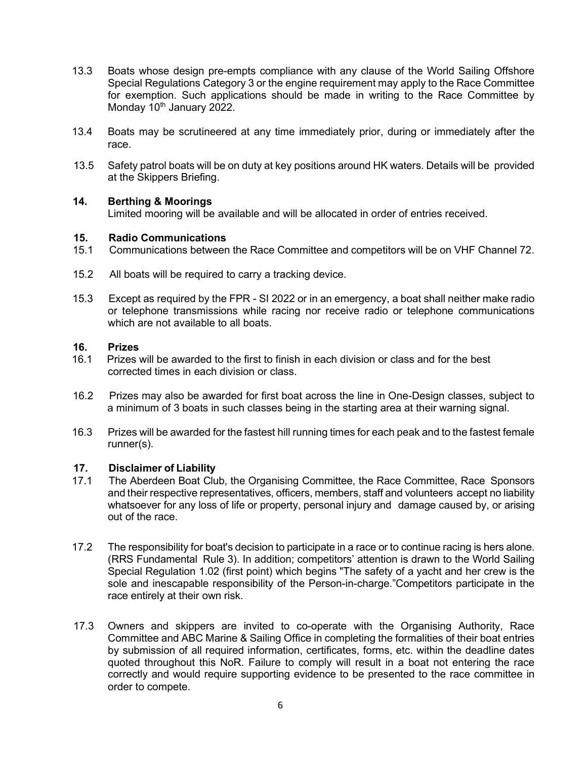13.3 Boats whose design pre-empts compliance with any clause of the World Sailing Offshore Special Regulations Category 3 or the engine requirement may apply to the Race Committee for exemption. Such applications should be made in writing to the Race Committee by Monday 10th January 2022.

13.4 Boats may be scrutineered at any time immediately prior, during or immediately after the race.

13.5 Safety patrol boats will be on duty at key positions around HK waters. Details will be provided at the Skippers Briefing.

## 14. Berthing & Moorings

Limited mooring will be available and will be allocated in order of entries received.

## 15. Radio Communications

15.1 Communications between the Race Committee and competitors will be on VHF Channel 72.

15.2 All boats will be required to carry a tracking device.

15.3 Except as required by the FPR - SI 2022 or in an emergency, a boat shall neither make radio or telephone transmissions while racing nor receive radio or telephone communications which are not available to all boats.

## 16. Prizes

16.1 Prizes will be awarded to the first to finish in each division or class and for the best corrected times in each division or class.

16.2 Prizes may also be awarded for first boat across the line in One-Design classes, subject to a minimum of 3 boats in such classes being in the starting area at their warning signal.

16.3 Prizes will be awarded for the fastest hill running times for each peak and to the fastest female runner(s).

## 17. Disclaimer of Liability

17.1 The Aberdeen Boat Club, the Organising Committee, the Race Committee, Race Sponsors and their respective representatives, officers, members, staff and volunteers accept no liability whatsoever for any loss of life or property, personal injury and damage caused by, or arising out of the race.

17.2 The responsibility for boat's decision to participate in a race or to continue racing is hers alone. (RRS Fundamental Rule 3). In addition; competitors' attention is drawn to the World Sailing Special Regulation 1.02 (first point) which begins "The safety of a yacht and her crew is the sole and inescapable responsibility of the Person-in-charge."Competitors participate in the race entirely at their own risk.

17.3 Owners and skippers are invited to co-operate with the Organising Authority, Race Committee and ABC Marine & Sailing Office in completing the formalities of their boat entries by submission of all required information, certificates, forms, etc. within the deadline dates quoted throughout this NoR. Failure to comply will result in a boat not entering the race correctly and would require supporting evidence to be presented to the race committee in order to compete.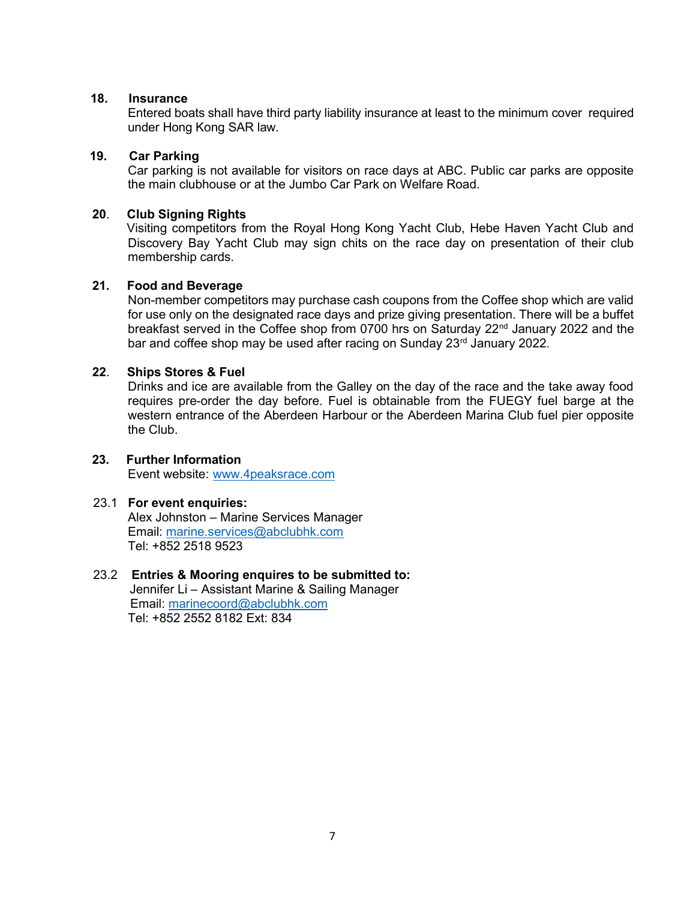**18. Insurance**

Entered boats shall have third party liability insurance at least to the minimum cover required under Hong Kong SAR law.

**19. Car Parking**

Car parking is not available for visitors on race days at ABC. Public car parks are opposite the main clubhouse or at the Jumbo Car Park on Welfare Road.

**20. Club Signing Rights**

Visiting competitors from the Royal Hong Kong Yacht Club, Hebe Haven Yacht Club and Discovery Bay Yacht Club may sign chits on the race day on presentation of their club membership cards.

**21. Food and Beverage**

Non-member competitors may purchase cash coupons from the Coffee shop which are valid for use only on the designated race days and prize giving presentation. There will be a buffet breakfast served in the Coffee shop from 0700 hrs on Saturday 22nd January 2022 and the bar and coffee shop may be used after racing on Sunday 23rd January 2022.

**22. Ships Stores & Fuel**

Drinks and ice are available from the Galley on the day of the race and the take away food requires pre-order the day before. Fuel is obtainable from the FUEGY fuel barge at the western entrance of the Aberdeen Harbour or the Aberdeen Marina Club fuel pier opposite the Club.

**23. Further Information**

Event website: www.4peaksrace.com

23.1 **For event enquiries:**

Alex Johnston – Marine Services Manager
Email: marine.services@abclubhk.com
Tel: +852 2518 9523

23.2 **Entries & Mooring enquires to be submitted to:**

Jennifer Li – Assistant Marine & Sailing Manager
Email: marinecoord@abclubhk.com
Tel: +852 2552 8182 Ext: 834